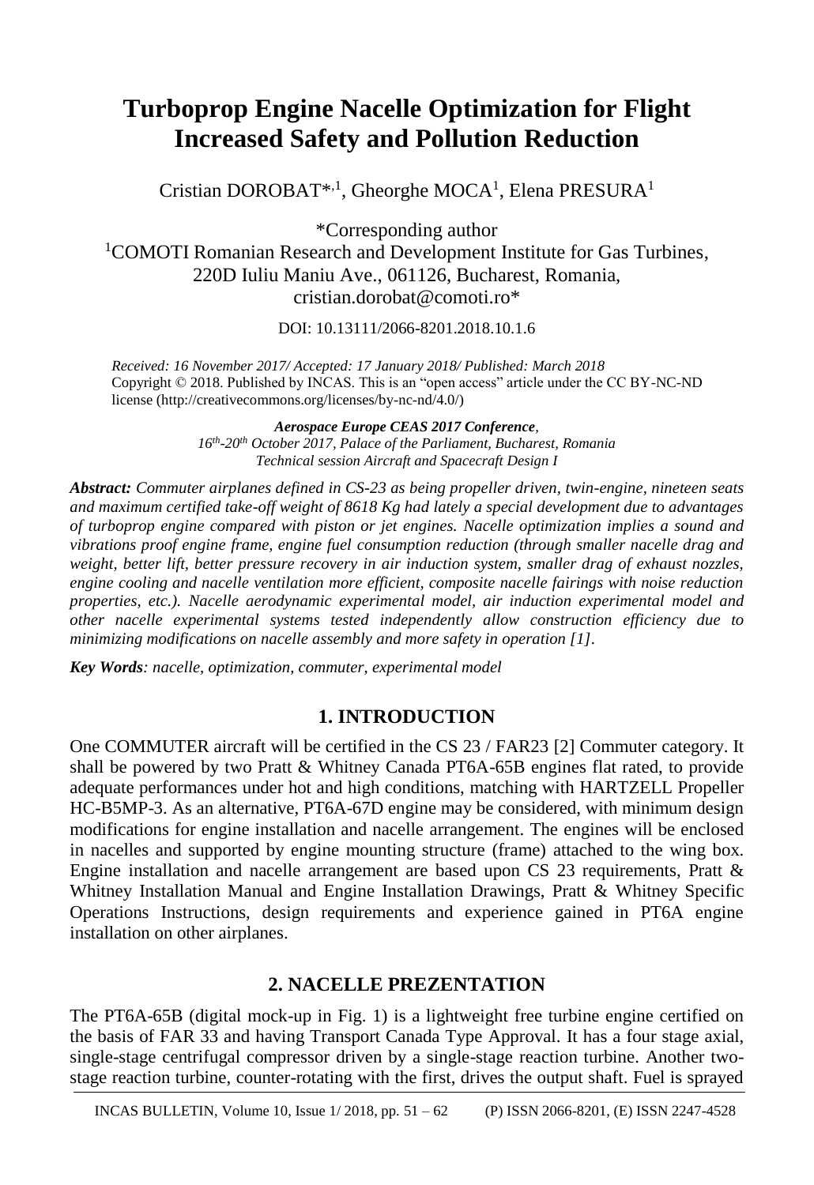# Turboprop Engine Nacelle Optimization for Flight Increased Safety and Pollution Reduction

Cristian DOROBAT*[,1], Gheorghe MOCA[1], Elena PRESURA[1]

*Corresponding author

[1]COMOTI Romanian Research and Development Institute for Gas Turbines, 220D Iuliu Maniu Ave., 061126, Bucharest, Romania, cristian.dorobat@comoti.ro*

DOI: 10.13111/2066-8201.2018.10.1.6

*Received: 16 November 2017/ Accepted: 17 January 2018/ Published: March 2018*
Copyright © 2018. Published by INCAS. This is an "open access" article under the CC BY-NC-ND license (http://creativecommons.org/licenses/by-nc-nd/4.0/)

***Aerospace Europe CEAS 2017 Conference**,*
*16th-20th October 2017, Palace of the Parliament, Bucharest, Romania*
*Technical session Aircraft and Spacecraft Design I*

***Abstract:** Commuter airplanes defined in CS-23 as being propeller driven, twin-engine, nineteen seats and maximum certified take-off weight of 8618 Kg had lately a special development due to advantages of turboprop engine compared with piston or jet engines. Nacelle optimization implies a sound and vibrations proof engine frame, engine fuel consumption reduction (through smaller nacelle drag and weight, better lift, better pressure recovery in air induction system, smaller drag of exhaust nozzles, engine cooling and nacelle ventilation more efficient, composite nacelle fairings with noise reduction properties, etc.). Nacelle aerodynamic experimental model, air induction experimental model and other nacelle experimental systems tested independently allow construction efficiency due to minimizing modifications on nacelle assembly and more safety in operation [1].*

***Key Words**: nacelle, optimization, commuter, experimental model*

## 1. INTRODUCTION

One COMMUTER aircraft will be certified in the CS 23 / FAR23 [2] Commuter category. It shall be powered by two Pratt & Whitney Canada PT6A-65B engines flat rated, to provide adequate performances under hot and high conditions, matching with HARTZELL Propeller HC-B5MP-3. As an alternative, PT6A-67D engine may be considered, with minimum design modifications for engine installation and nacelle arrangement. The engines will be enclosed in nacelles and supported by engine mounting structure (frame) attached to the wing box. Engine installation and nacelle arrangement are based upon CS 23 requirements, Pratt & Whitney Installation Manual and Engine Installation Drawings, Pratt & Whitney Specific Operations Instructions, design requirements and experience gained in PT6A engine installation on other airplanes.

## 2. NACELLE PREZENTATION

The PT6A-65B (digital mock-up in Fig. 1) is a lightweight free turbine engine certified on the basis of FAR 33 and having Transport Canada Type Approval. It has a four stage axial, single-stage centrifugal compressor driven by a single-stage reaction turbine. Another two-stage reaction turbine, counter-rotating with the first, drives the output shaft. Fuel is sprayed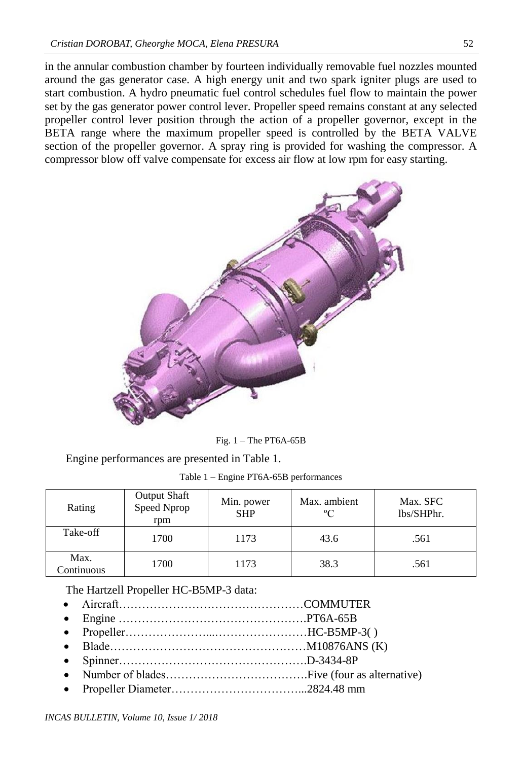in the annular combustion chamber by fourteen individually removable fuel nozzles mounted around the gas generator case. A high energy unit and two spark igniter plugs are used to start combustion. A hydro pneumatic fuel control schedules fuel flow to maintain the power set by the gas generator power control lever. Propeller speed remains constant at any selected propeller control lever position through the action of a propeller governor, except in the BETA range where the maximum propeller speed is controlled by the BETA VALVE section of the propeller governor. A spray ring is provided for washing the compressor. A compressor blow off valve compensate for excess air flow at low rpm for easy starting.

Fig. 1 – The PT6A-65B

Engine performances are presented in Table 1.

Table 1 – Engine PT6A-65B performances

| Rating | Output Shaft Speed Nprop rpm | Min. power SHP | Max. ambient ºC | Max. SFC lbs/SHPhr. |
|---|---|---|---|---|
| Take-off | 1700 | 1173 | 43.6 | .561 |
| Max. Continuous | 1700 | 1173 | 38.3 | .561 |

The Hartzell Propeller HC-B5MP-3 data:

- Aircraft…………………………………………COMMUTER
- Engine ………………………………………….PT6A-65B
- Propeller…………………...……………………HC-B5MP-3( )
- Blade……………………………………………M10876ANS (K)
- Spinner………………………………………….D-3434-8P
- Number of blades……………………………….Five (four as alternative)
- Propeller Diameter……………………………...2824.48 mm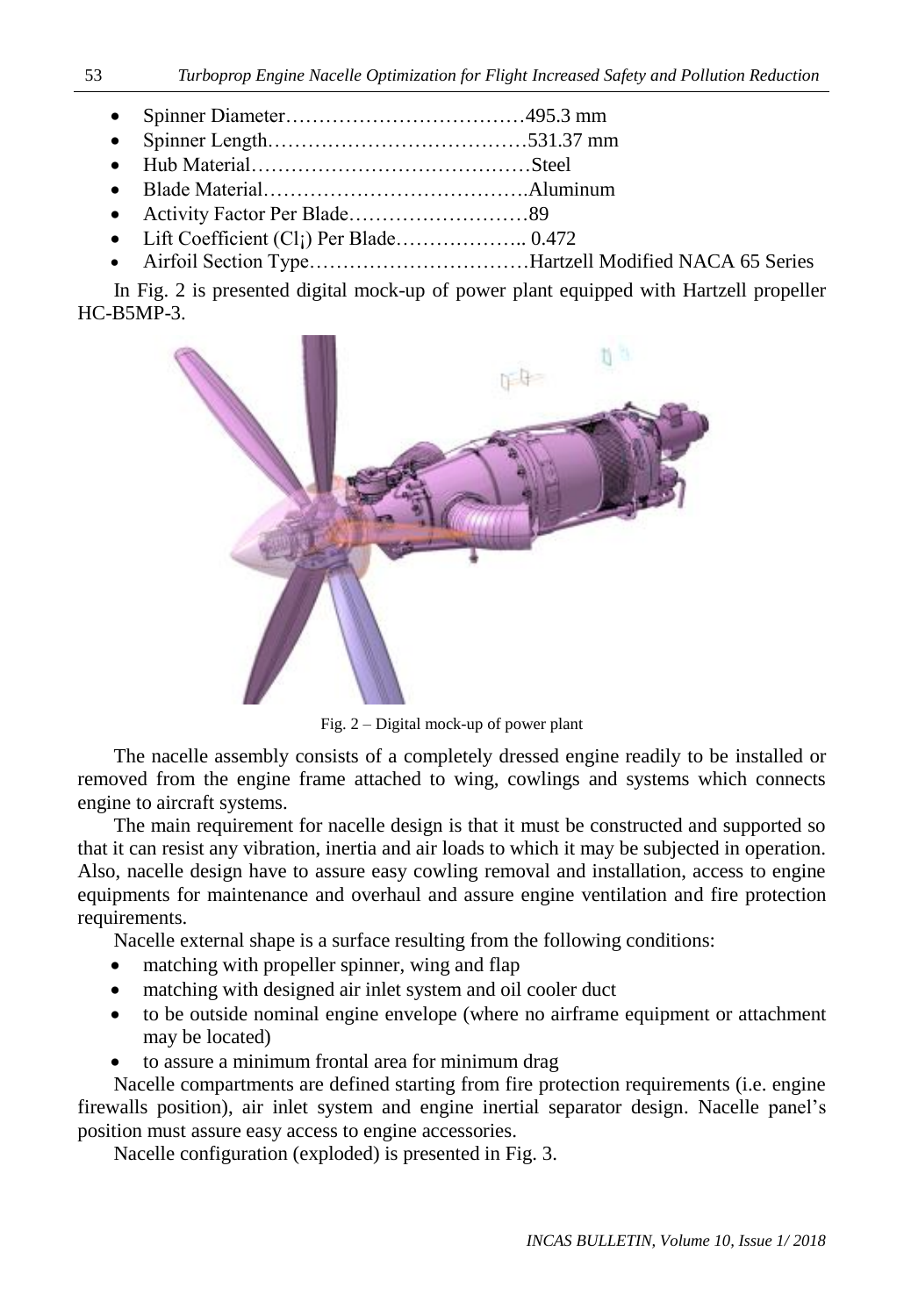- Spinner Diameter………………………………495.3 mm
- Spinner Length…………………………………531.37 mm
- Hub Material……………………………………Steel
- Blade Material………………………………….Aluminum
- Activity Factor Per Blade………………………89
- Lift Coefficient ($Cl_i$) Per Blade……………….. 0.472
- Airfoil Section Type……………………………Hartzell Modified NACA 65 Series

In Fig. 2 is presented digital mock-up of power plant equipped with Hartzell propeller HC-B5MP-3.

Fig. 2 – Digital mock-up of power plant

The nacelle assembly consists of a completely dressed engine readily to be installed or removed from the engine frame attached to wing, cowlings and systems which connects engine to aircraft systems.

The main requirement for nacelle design is that it must be constructed and supported so that it can resist any vibration, inertia and air loads to which it may be subjected in operation. Also, nacelle design have to assure easy cowling removal and installation, access to engine equipments for maintenance and overhaul and assure engine ventilation and fire protection requirements.

Nacelle external shape is a surface resulting from the following conditions:

- matching with propeller spinner, wing and flap
- matching with designed air inlet system and oil cooler duct
- to be outside nominal engine envelope (where no airframe equipment or attachment may be located)
- to assure a minimum frontal area for minimum drag

Nacelle compartments are defined starting from fire protection requirements (i.e. engine firewalls position), air inlet system and engine inertial separator design. Nacelle panel's position must assure easy access to engine accessories.

Nacelle configuration (exploded) is presented in Fig. 3.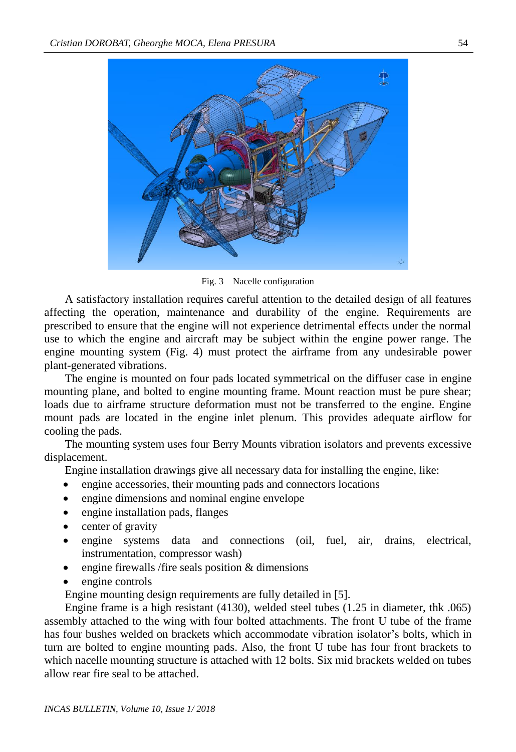Fig. 3 – Nacelle configuration

A satisfactory installation requires careful attention to the detailed design of all features affecting the operation, maintenance and durability of the engine. Requirements are prescribed to ensure that the engine will not experience detrimental effects under the normal use to which the engine and aircraft may be subject within the engine power range. The engine mounting system (Fig. 4) must protect the airframe from any undesirable power plant-generated vibrations.

The engine is mounted on four pads located symmetrical on the diffuser case in engine mounting plane, and bolted to engine mounting frame. Mount reaction must be pure shear; loads due to airframe structure deformation must not be transferred to the engine. Engine mount pads are located in the engine inlet plenum. This provides adequate airflow for cooling the pads.

The mounting system uses four Berry Mounts vibration isolators and prevents excessive displacement.

Engine installation drawings give all necessary data for installing the engine, like:

- engine accessories, their mounting pads and connectors locations
- engine dimensions and nominal engine envelope
- engine installation pads, flanges
- center of gravity
- engine systems data and connections (oil, fuel, air, drains, electrical, instrumentation, compressor wash)
- engine firewalls /fire seals position & dimensions
- engine controls

Engine mounting design requirements are fully detailed in [5].

Engine frame is a high resistant (4130), welded steel tubes (1.25 in diameter, thk .065) assembly attached to the wing with four bolted attachments. The front U tube of the frame has four bushes welded on brackets which accommodate vibration isolator's bolts, which in turn are bolted to engine mounting pads. Also, the front U tube has four front brackets to which nacelle mounting structure is attached with 12 bolts. Six mid brackets welded on tubes allow rear fire seal to be attached.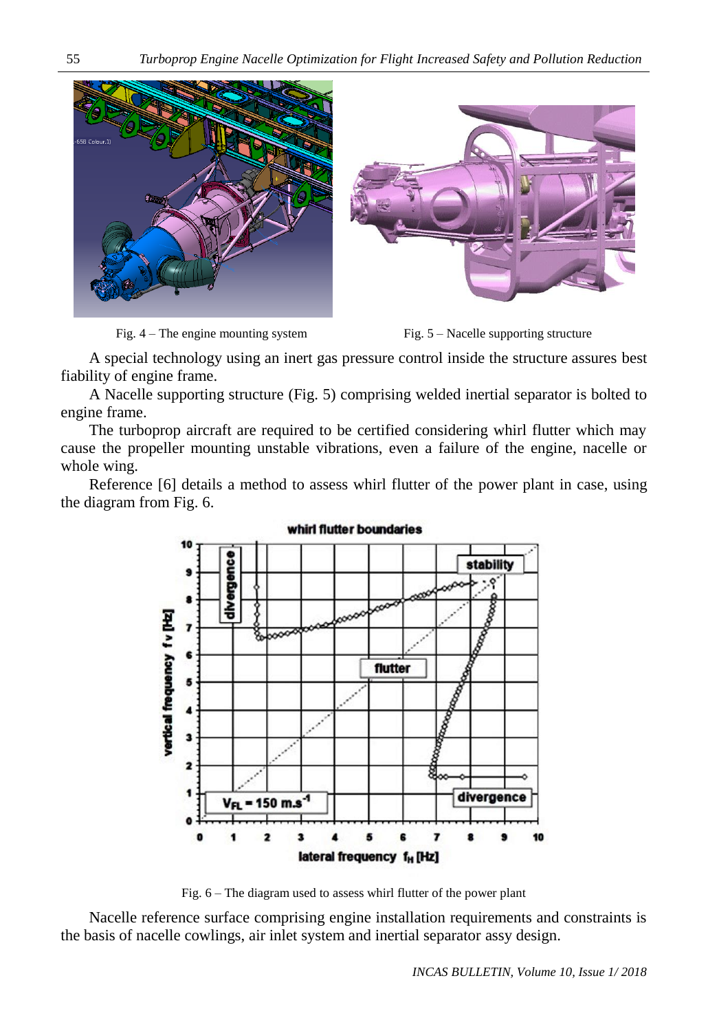Fig. 4 – The engine mounting system

Fig. 5 – Nacelle supporting structure

A special technology using an inert gas pressure control inside the structure assures best fiability of engine frame.

A Nacelle supporting structure (Fig. 5) comprising welded inertial separator is bolted to engine frame.

The turboprop aircraft are required to be certified considering whirl flutter which may cause the propeller mounting unstable vibrations, even a failure of the engine, nacelle or whole wing.

Reference [6] details a method to assess whirl flutter of the power plant in case, using the diagram from Fig. 6.

Fig. 6 – The diagram used to assess whirl flutter of the power plant

Nacelle reference surface comprising engine installation requirements and constraints is the basis of nacelle cowlings, air inlet system and inertial separator assy design.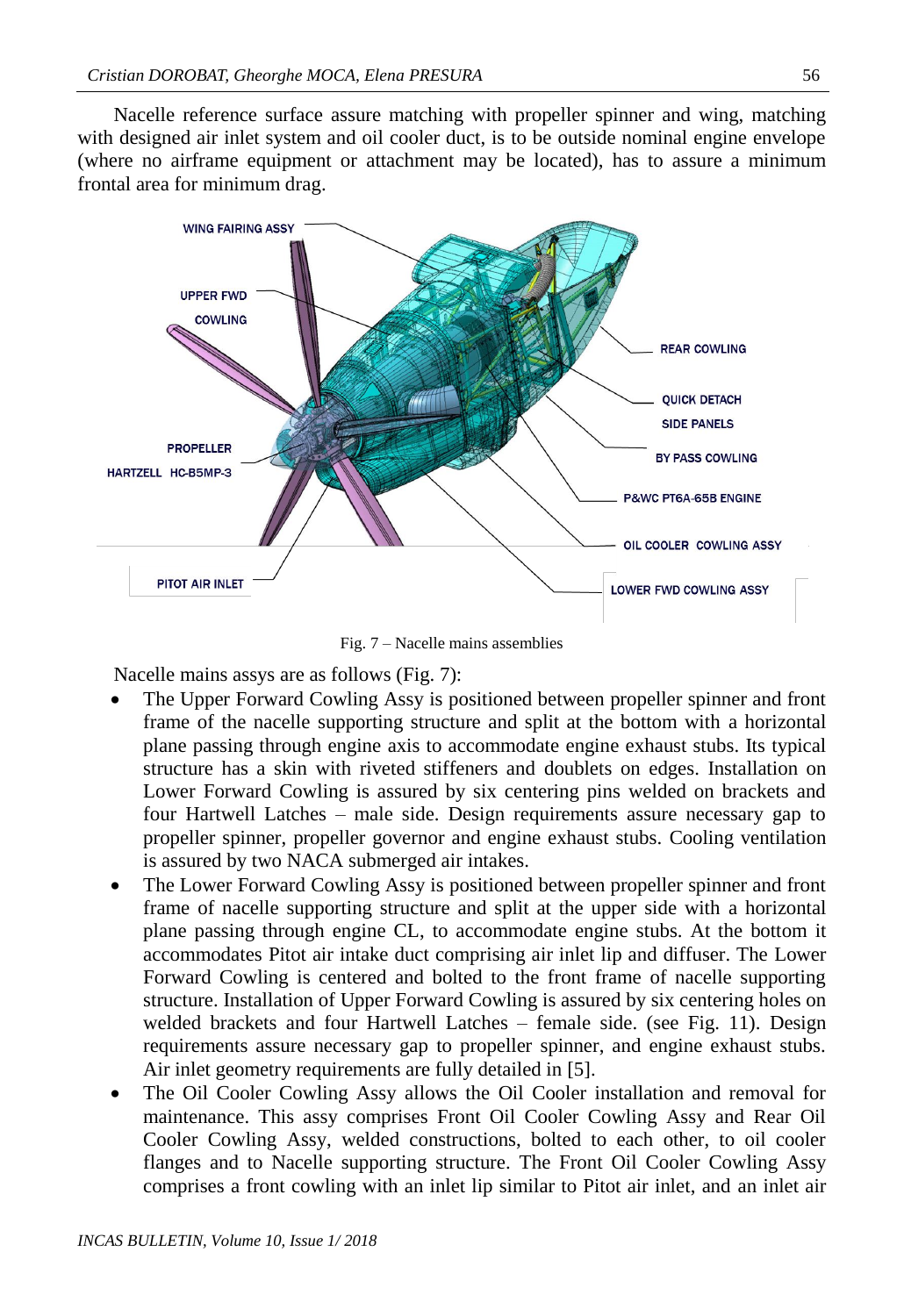Nacelle reference surface assure matching with propeller spinner and wing, matching with designed air inlet system and oil cooler duct, is to be outside nominal engine envelope (where no airframe equipment or attachment may be located), has to assure a minimum frontal area for minimum drag.

Fig. 7 – Nacelle mains assemblies

Nacelle mains assys are as follows (Fig. 7):

- The Upper Forward Cowling Assy is positioned between propeller spinner and front frame of the nacelle supporting structure and split at the bottom with a horizontal plane passing through engine axis to accommodate engine exhaust stubs. Its typical structure has a skin with riveted stiffeners and doublets on edges. Installation on Lower Forward Cowling is assured by six centering pins welded on brackets and four Hartwell Latches – male side. Design requirements assure necessary gap to propeller spinner, propeller governor and engine exhaust stubs. Cooling ventilation is assured by two NACA submerged air intakes.
- The Lower Forward Cowling Assy is positioned between propeller spinner and front frame of nacelle supporting structure and split at the upper side with a horizontal plane passing through engine CL, to accommodate engine stubs. At the bottom it accommodates Pitot air intake duct comprising air inlet lip and diffuser. The Lower Forward Cowling is centered and bolted to the front frame of nacelle supporting structure. Installation of Upper Forward Cowling is assured by six centering holes on welded brackets and four Hartwell Latches – female side. (see Fig. 11). Design requirements assure necessary gap to propeller spinner, and engine exhaust stubs. Air inlet geometry requirements are fully detailed in [5].
- The Oil Cooler Cowling Assy allows the Oil Cooler installation and removal for maintenance. This assy comprises Front Oil Cooler Cowling Assy and Rear Oil Cooler Cowling Assy, welded constructions, bolted to each other, to oil cooler flanges and to Nacelle supporting structure. The Front Oil Cooler Cowling Assy comprises a front cowling with an inlet lip similar to Pitot air inlet, and an inlet air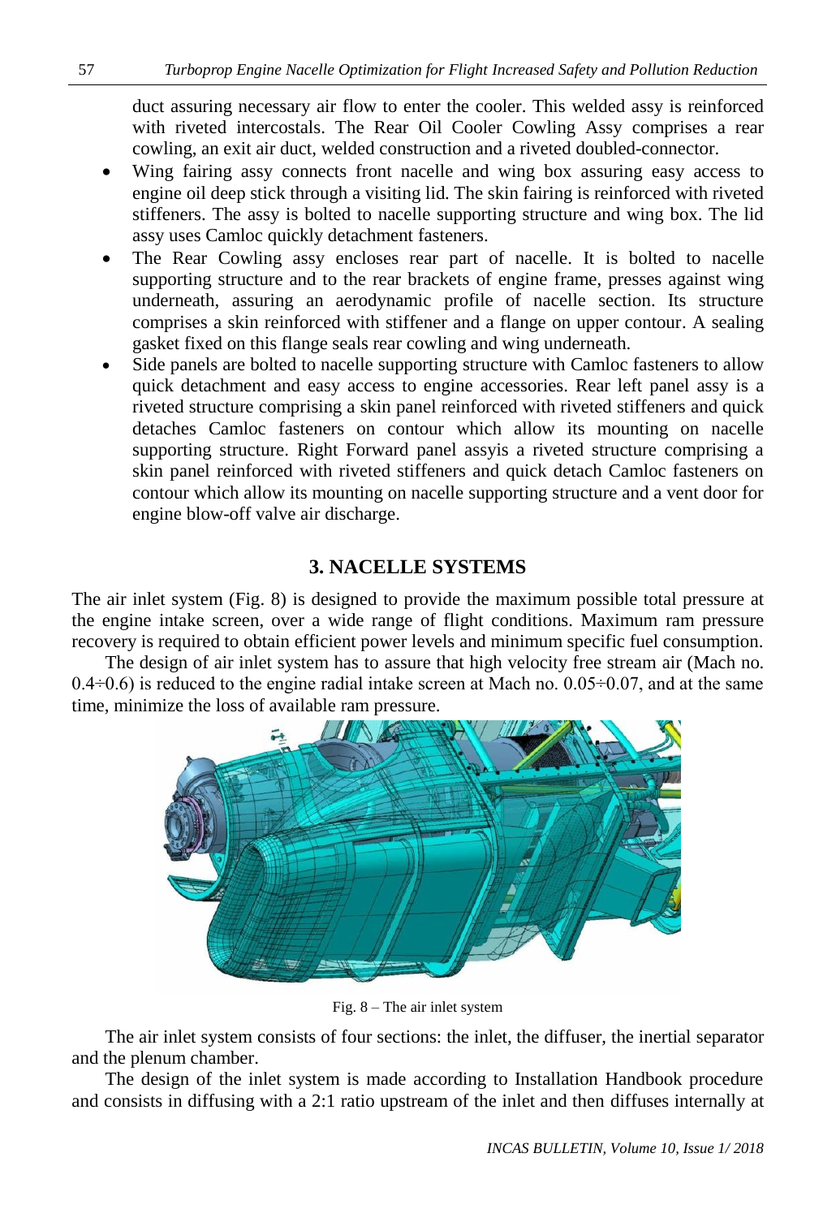duct assuring necessary air flow to enter the cooler. This welded assy is reinforced with riveted intercostals. The Rear Oil Cooler Cowling Assy comprises a rear cowling, an exit air duct, welded construction and a riveted doubled-connector.

- Wing fairing assy connects front nacelle and wing box assuring easy access to engine oil deep stick through a visiting lid. The skin fairing is reinforced with riveted stiffeners. The assy is bolted to nacelle supporting structure and wing box. The lid assy uses Camloc quickly detachment fasteners.
- The Rear Cowling assy encloses rear part of nacelle. It is bolted to nacelle supporting structure and to the rear brackets of engine frame, presses against wing underneath, assuring an aerodynamic profile of nacelle section. Its structure comprises a skin reinforced with stiffener and a flange on upper contour. A sealing gasket fixed on this flange seals rear cowling and wing underneath.
- Side panels are bolted to nacelle supporting structure with Camloc fasteners to allow quick detachment and easy access to engine accessories. Rear left panel assy is a riveted structure comprising a skin panel reinforced with riveted stiffeners and quick detaches Camloc fasteners on contour which allow its mounting on nacelle supporting structure. Right Forward panel assyis a riveted structure comprising a skin panel reinforced with riveted stiffeners and quick detach Camloc fasteners on contour which allow its mounting on nacelle supporting structure and a vent door for engine blow-off valve air discharge.

## 3. NACELLE SYSTEMS

The air inlet system (Fig. 8) is designed to provide the maximum possible total pressure at the engine intake screen, over a wide range of flight conditions. Maximum ram pressure recovery is required to obtain efficient power levels and minimum specific fuel consumption.

The design of air inlet system has to assure that high velocity free stream air (Mach no. $0.4 \div 0.6$) is reduced to the engine radial intake screen at Mach no. $0.05 \div 0.07$, and at the same time, minimize the loss of available ram pressure.

Fig. 8 – The air inlet system

The air inlet system consists of four sections: the inlet, the diffuser, the inertial separator and the plenum chamber.

The design of the inlet system is made according to Installation Handbook procedure and consists in diffusing with a 2:1 ratio upstream of the inlet and then diffuses internally at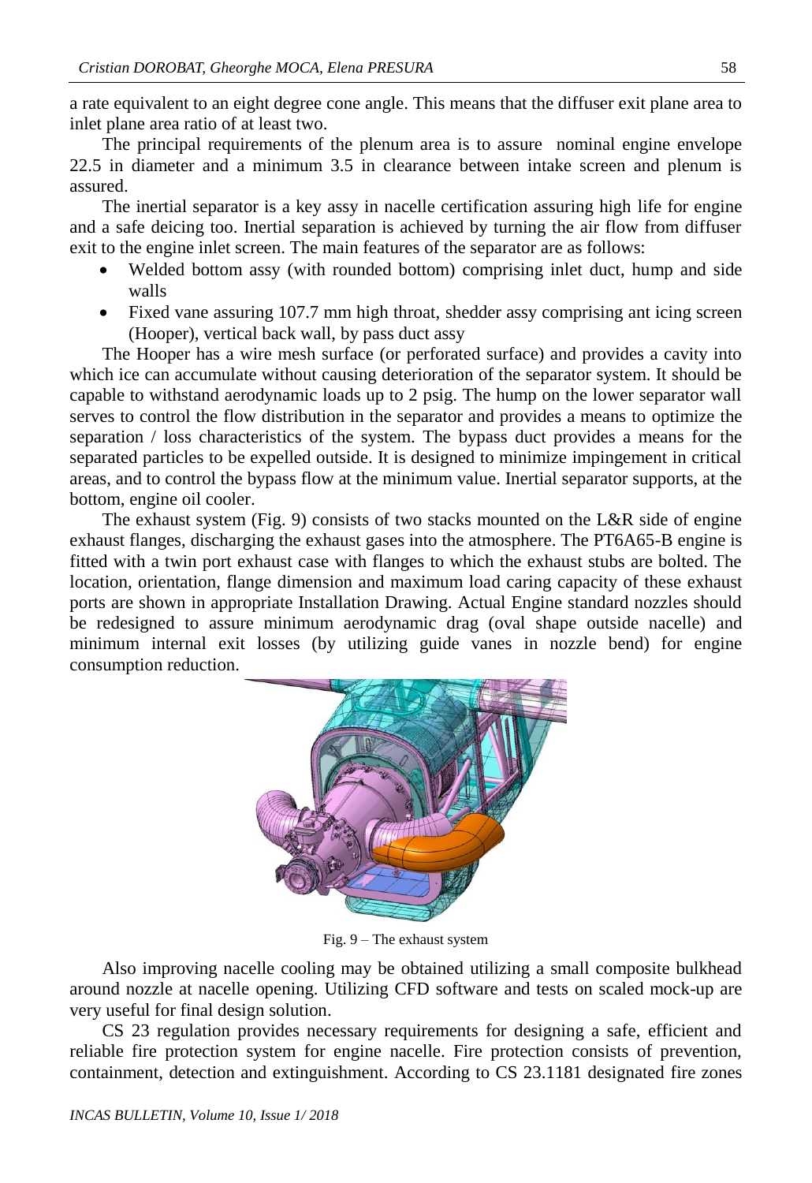a rate equivalent to an eight degree cone angle. This means that the diffuser exit plane area to inlet plane area ratio of at least two.

The principal requirements of the plenum area is to assure nominal engine envelope 22.5 in diameter and a minimum 3.5 in clearance between intake screen and plenum is assured.

The inertial separator is a key assy in nacelle certification assuring high life for engine and a safe deicing too. Inertial separation is achieved by turning the air flow from diffuser exit to the engine inlet screen. The main features of the separator are as follows:

- Welded bottom assy (with rounded bottom) comprising inlet duct, hump and side walls
- Fixed vane assuring 107.7 mm high throat, shedder assy comprising ant icing screen (Hooper), vertical back wall, by pass duct assy

The Hooper has a wire mesh surface (or perforated surface) and provides a cavity into which ice can accumulate without causing deterioration of the separator system. It should be capable to withstand aerodynamic loads up to 2 psig. The hump on the lower separator wall serves to control the flow distribution in the separator and provides a means to optimize the separation / loss characteristics of the system. The bypass duct provides a means for the separated particles to be expelled outside. It is designed to minimize impingement in critical areas, and to control the bypass flow at the minimum value. Inertial separator supports, at the bottom, engine oil cooler.

The exhaust system (Fig. 9) consists of two stacks mounted on the L&R side of engine exhaust flanges, discharging the exhaust gases into the atmosphere. The PT6A65-B engine is fitted with a twin port exhaust case with flanges to which the exhaust stubs are bolted. The location, orientation, flange dimension and maximum load caring capacity of these exhaust ports are shown in appropriate Installation Drawing. Actual Engine standard nozzles should be redesigned to assure minimum aerodynamic drag (oval shape outside nacelle) and minimum internal exit losses (by utilizing guide vanes in nozzle bend) for engine consumption reduction.

Fig. 9 – The exhaust system

Also improving nacelle cooling may be obtained utilizing a small composite bulkhead around nozzle at nacelle opening. Utilizing CFD software and tests on scaled mock-up are very useful for final design solution.

CS 23 regulation provides necessary requirements for designing a safe, efficient and reliable fire protection system for engine nacelle. Fire protection consists of prevention, containment, detection and extinguishment. According to CS 23.1181 designated fire zones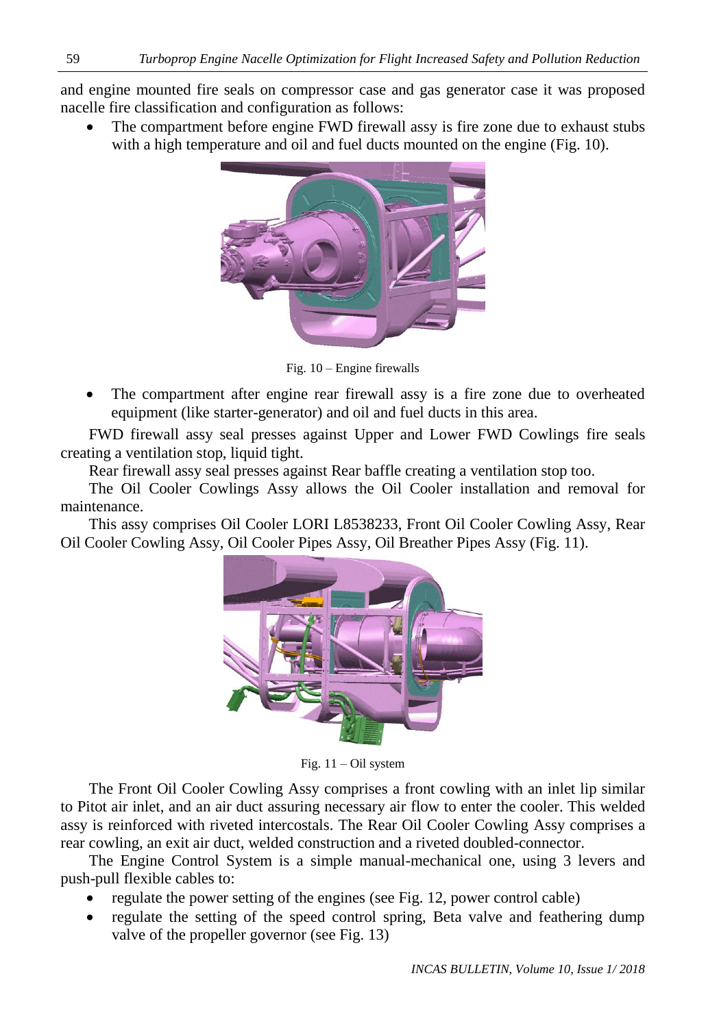and engine mounted fire seals on compressor case and gas generator case it was proposed nacelle fire classification and configuration as follows:

- The compartment before engine FWD firewall assy is fire zone due to exhaust stubs with a high temperature and oil and fuel ducts mounted on the engine (Fig. 10).

Fig. 10 – Engine firewalls

- The compartment after engine rear firewall assy is a fire zone due to overheated equipment (like starter-generator) and oil and fuel ducts in this area.

FWD firewall assy seal presses against Upper and Lower FWD Cowlings fire seals creating a ventilation stop, liquid tight.

Rear firewall assy seal presses against Rear baffle creating a ventilation stop too.

The Oil Cooler Cowlings Assy allows the Oil Cooler installation and removal for maintenance.

This assy comprises Oil Cooler LORI L8538233, Front Oil Cooler Cowling Assy, Rear Oil Cooler Cowling Assy, Oil Cooler Pipes Assy, Oil Breather Pipes Assy (Fig. 11).

Fig. 11 – Oil system

The Front Oil Cooler Cowling Assy comprises a front cowling with an inlet lip similar to Pitot air inlet, and an air duct assuring necessary air flow to enter the cooler. This welded assy is reinforced with riveted intercostals. The Rear Oil Cooler Cowling Assy comprises a rear cowling, an exit air duct, welded construction and a riveted doubled-connector.

The Engine Control System is a simple manual-mechanical one, using 3 levers and push-pull flexible cables to:

- regulate the power setting of the engines (see Fig. 12, power control cable)
- regulate the setting of the speed control spring, Beta valve and feathering dump valve of the propeller governor (see Fig. 13)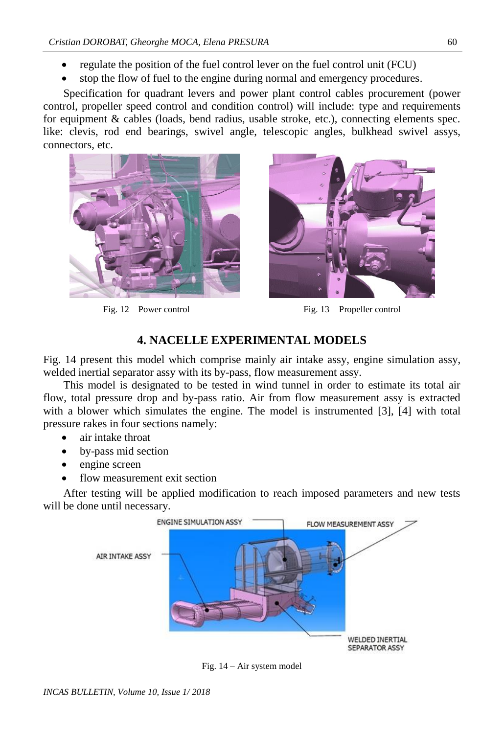- regulate the position of the fuel control lever on the fuel control unit (FCU)
- stop the flow of fuel to the engine during normal and emergency procedures.

Specification for quadrant levers and power plant control cables procurement (power control, propeller speed control and condition control) will include: type and requirements for equipment & cables (loads, bend radius, usable stroke, etc.), connecting elements spec. like: clevis, rod end bearings, swivel angle, telescopic angles, bulkhead swivel assys, connectors, etc.

Fig. 12 – Power control

Fig. 13 – Propeller control

## 4. NACELLE EXPERIMENTAL MODELS

Fig. 14 present this model which comprise mainly air intake assy, engine simulation assy, welded inertial separator assy with its by-pass, flow measurement assy.

This model is designated to be tested in wind tunnel in order to estimate its total air flow, total pressure drop and by-pass ratio. Air from flow measurement assy is extracted with a blower which simulates the engine. The model is instrumented [3], [4] with total pressure rakes in four sections namely:

- air intake throat
- by-pass mid section
- engine screen
- flow measurement exit section

After testing will be applied modification to reach imposed parameters and new tests will be done until necessary.

ENGINE SIMULATION ASSY

FLOW MEASUREMENT ASSY

AIR INTAKE ASSY

WELDED INERTIAL SEPARATOR ASSY

Fig. 14 – Air system model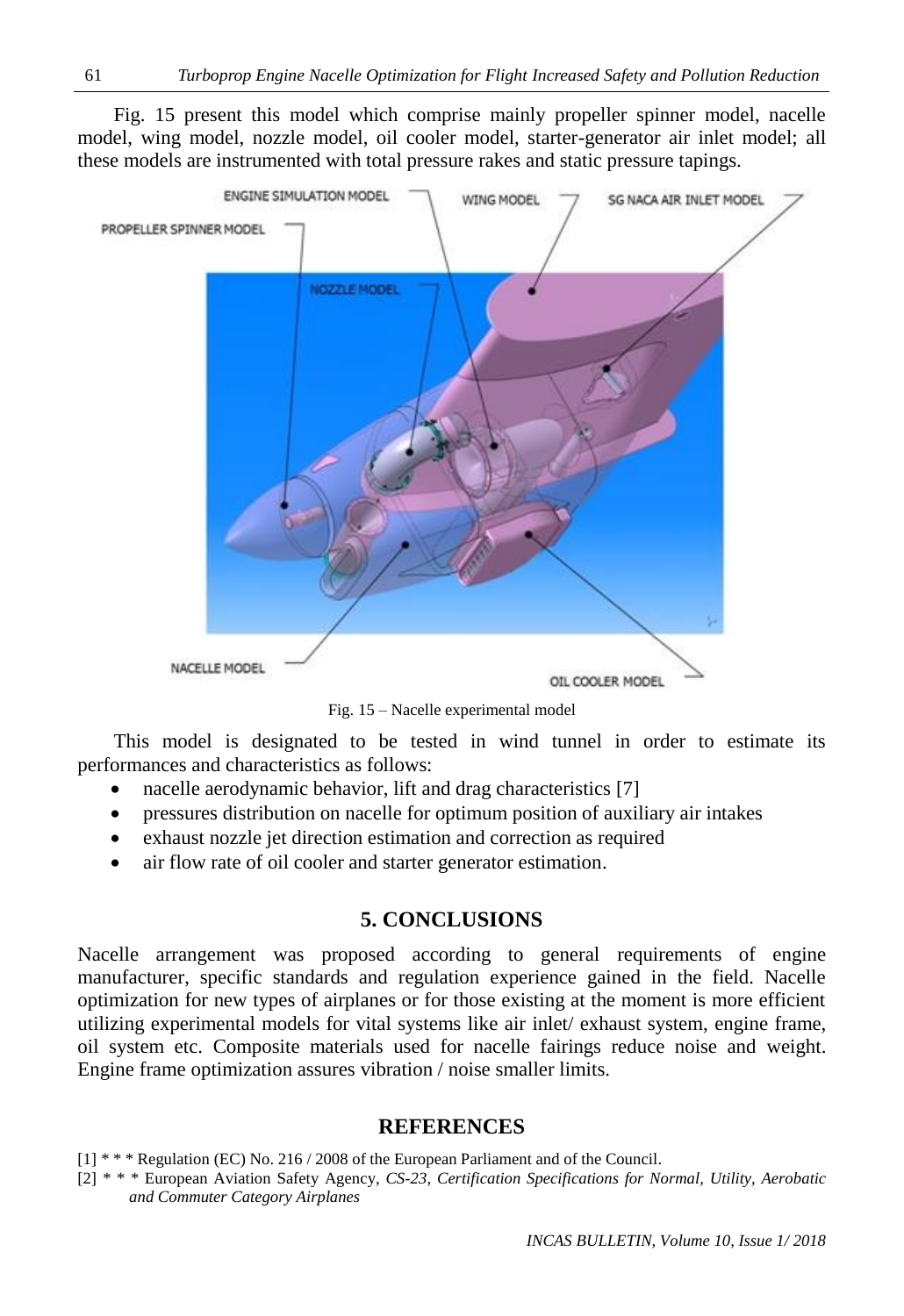Fig. 15 present this model which comprise mainly propeller spinner model, nacelle model, wing model, nozzle model, oil cooler model, starter-generator air inlet model; all these models are instrumented with total pressure rakes and static pressure tapings.

Fig. 15 – Nacelle experimental model

This model is designated to be tested in wind tunnel in order to estimate its performances and characteristics as follows:

- nacelle aerodynamic behavior, lift and drag characteristics [7]
- pressures distribution on nacelle for optimum position of auxiliary air intakes
- exhaust nozzle jet direction estimation and correction as required
- air flow rate of oil cooler and starter generator estimation.

## 5. CONCLUSIONS

Nacelle arrangement was proposed according to general requirements of engine manufacturer, specific standards and regulation experience gained in the field. Nacelle optimization for new types of airplanes or for those existing at the moment is more efficient utilizing experimental models for vital systems like air inlet/ exhaust system, engine frame, oil system etc. Composite materials used for nacelle fairings reduce noise and weight. Engine frame optimization assures vibration / noise smaller limits.

## REFERENCES

[1] * * * Regulation (EC) No. 216 / 2008 of the European Parliament and of the Council.

[2] * * * European Aviation Safety Agency, *CS-23, Certification Specifications for Normal, Utility, Aerobatic and Commuter Category Airplanes*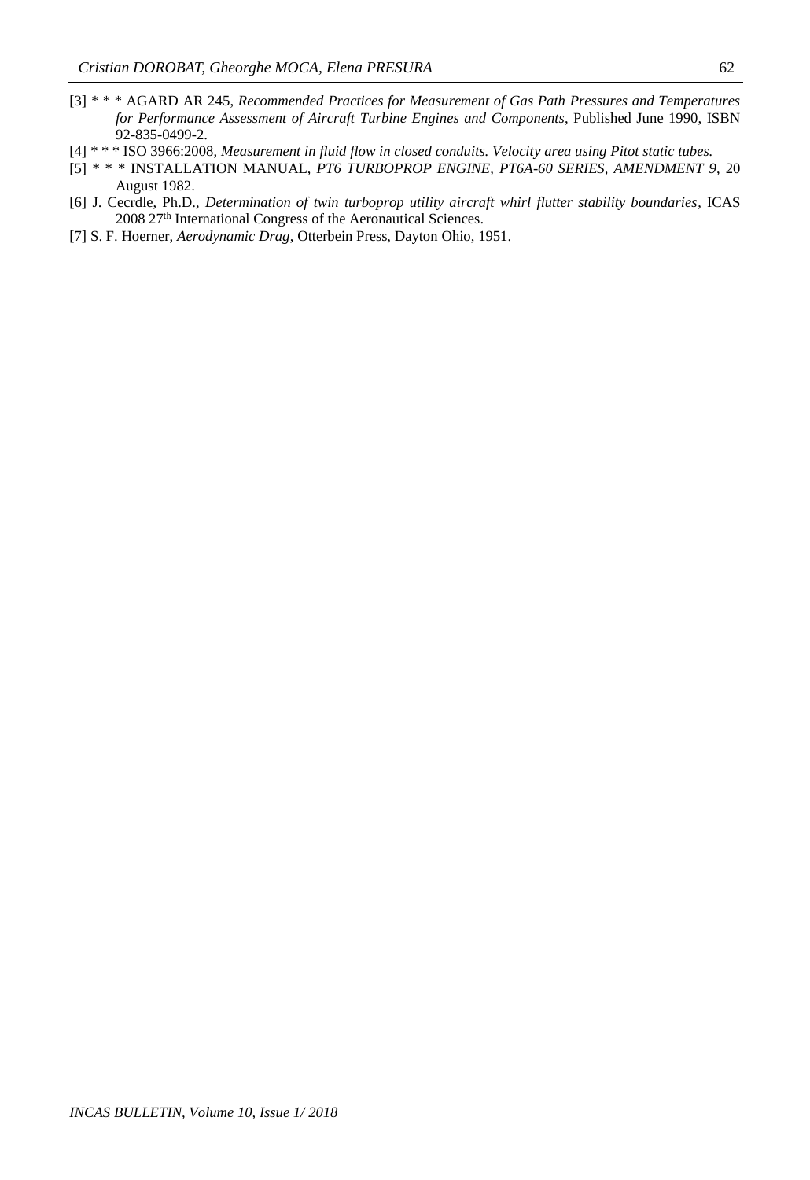[3] * * * AGARD AR 245, *Recommended Practices for Measurement of Gas Path Pressures and Temperatures for Performance Assessment of Aircraft Turbine Engines and Components*, Published June 1990, ISBN 92-835-0499-2.

[4] * * * ISO 3966:2008, *Measurement in fluid flow in closed conduits. Velocity area using Pitot static tubes.*

[5] * * * INSTALLATION MANUAL, *PT6 TURBOPROP ENGINE, PT6A-60 SERIES, AMENDMENT 9*, 20 August 1982.

[6] J. Cecrdle, Ph.D., *Determination of twin turboprop utility aircraft whirl flutter stability boundaries*, ICAS 2008 27th International Congress of the Aeronautical Sciences.

[7] S. F. Hoerner, *Aerodynamic Drag*, Otterbein Press, Dayton Ohio, 1951.